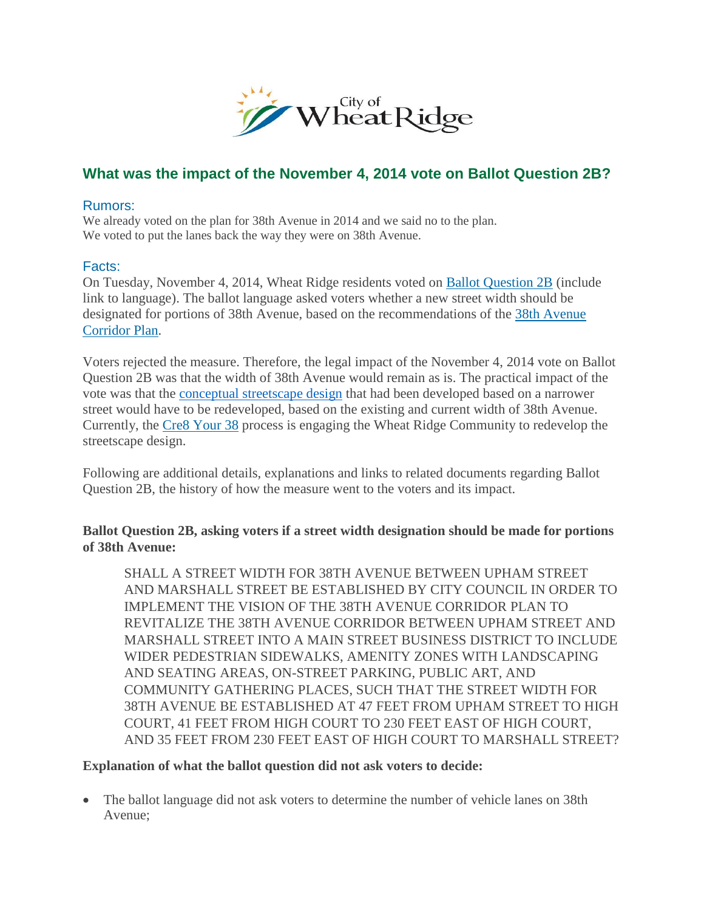City of Wheat Ridge

## What was the impact of the November 4, 2014 vote on Ballot Question 2B?

### Rumors:

We already voted on the plan for 38th Avenue in 2014 and we said no to the plan.
We voted to put the lanes back the way they were on 38th Avenue.

### Facts:

On Tuesday, November 4, 2014, Wheat Ridge residents voted on Ballot Question 2B (include link to language). The ballot language asked voters whether a new street width should be designated for portions of 38th Avenue, based on the recommendations of the 38th Avenue Corridor Plan.

Voters rejected the measure. Therefore, the legal impact of the November 4, 2014 vote on Ballot Question 2B was that the width of 38th Avenue would remain as is. The practical impact of the vote was that the conceptual streetscape design that had been developed based on a narrower street would have to be redeveloped, based on the existing and current width of 38th Avenue. Currently, the Cre8 Your 38 process is engaging the Wheat Ridge Community to redevelop the streetscape design.

Following are additional details, explanations and links to related documents regarding Ballot Question 2B, the history of how the measure went to the voters and its impact.

**Ballot Question 2B, asking voters if a street width designation should be made for portions of 38th Avenue:**

> SHALL A STREET WIDTH FOR 38TH AVENUE BETWEEN UPHAM STREET AND MARSHALL STREET BE ESTABLISHED BY CITY COUNCIL IN ORDER TO IMPLEMENT THE VISION OF THE 38TH AVENUE CORRIDOR PLAN TO REVITALIZE THE 38TH AVENUE CORRIDOR BETWEEN UPHAM STREET AND MARSHALL STREET INTO A MAIN STREET BUSINESS DISTRICT TO INCLUDE WIDER PEDESTRIAN SIDEWALKS, AMENITY ZONES WITH LANDSCAPING AND SEATING AREAS, ON-STREET PARKING, PUBLIC ART, AND COMMUNITY GATHERING PLACES, SUCH THAT THE STREET WIDTH FOR 38TH AVENUE BE ESTABLISHED AT 47 FEET FROM UPHAM STREET TO HIGH COURT, 41 FEET FROM HIGH COURT TO 230 FEET EAST OF HIGH COURT, AND 35 FEET FROM 230 FEET EAST OF HIGH COURT TO MARSHALL STREET?

**Explanation of what the ballot question did not ask voters to decide:**

- The ballot language did not ask voters to determine the number of vehicle lanes on 38th Avenue;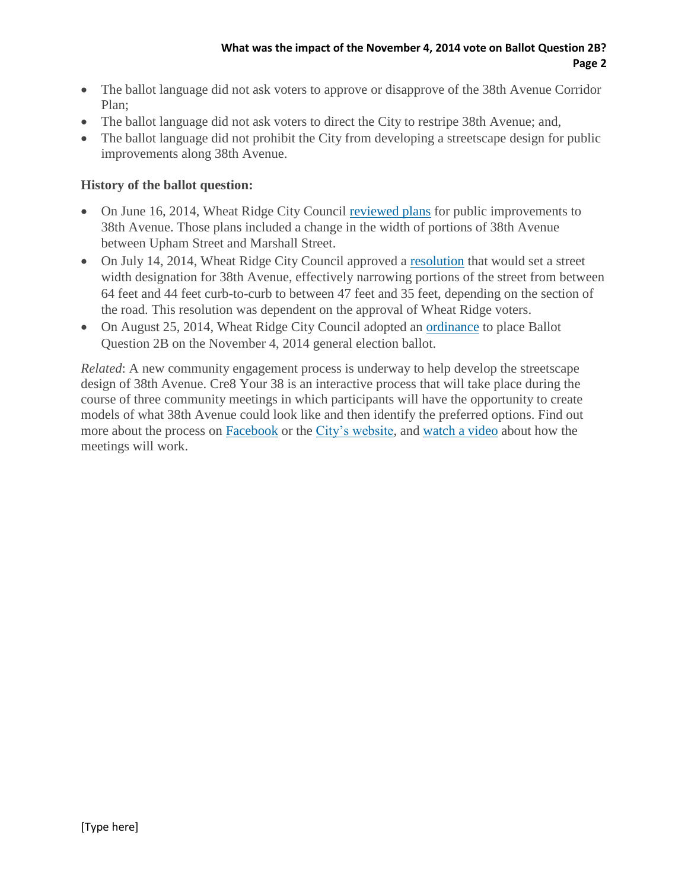- The ballot language did not ask voters to approve or disapprove of the 38th Avenue Corridor Plan;
- The ballot language did not ask voters to direct the City to restripe 38th Avenue; and,
- The ballot language did not prohibit the City from developing a streetscape design for public improvements along 38th Avenue.

### History of the ballot question:

- On June 16, 2014, Wheat Ridge City Council reviewed plans for public improvements to 38th Avenue. Those plans included a change in the width of portions of 38th Avenue between Upham Street and Marshall Street.
- On July 14, 2014, Wheat Ridge City Council approved a resolution that would set a street width designation for 38th Avenue, effectively narrowing portions of the street from between 64 feet and 44 feet curb-to-curb to between 47 feet and 35 feet, depending on the section of the road. This resolution was dependent on the approval of Wheat Ridge voters.
- On August 25, 2014, Wheat Ridge City Council adopted an ordinance to place Ballot Question 2B on the November 4, 2014 general election ballot.

*Related*: A new community engagement process is underway to help develop the streetscape design of 38th Avenue. Cre8 Your 38 is an interactive process that will take place during the course of three community meetings in which participants will have the opportunity to create models of what 38th Avenue could look like and then identify the preferred options. Find out more about the process on Facebook or the City's website, and watch a video about how the meetings will work.